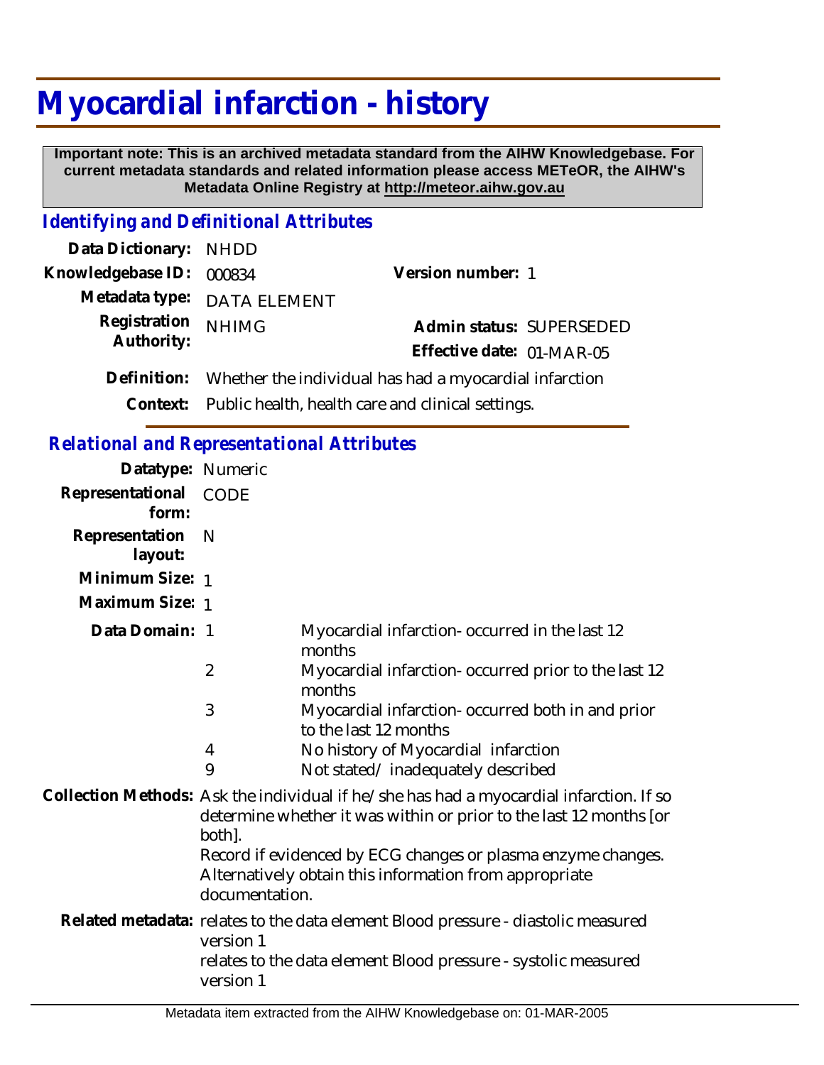# Myocardial infarction - history

**Important note: This is an archived metadata standard from the AIHW Knowledgebase. For current metadata standards and related information please access METeOR, the AIHW's Metadata Online Registry at http://meteor.aihw.gov.au**

## *Identifying and Definitional Attributes*

**Data Dictionary:** NHDD

**Knowledgebase ID:** 000834

**Version number:** 1

**Metadata type:** DATA ELEMENT

**Registration Authority:** NHIMG

**Admin status:** SUPERSEDED

**Effective date:** 01-MAR-05

**Definition:** Whether the individual has had a myocardial infarction

**Context:** Public health, health care and clinical settings.

## *Relational and Representational Attributes*

**Datatype:** Numeric

**Representational form:** CODE

**Representation layout:** N

**Minimum Size:** 1

**Maximum Size:** 1

**Data Domain:**

| Code | Description |
| --- | --- |
| 1 | Myocardial infarction- occurred in the last 12 months |
| 2 | Myocardial infarction- occurred prior to the last 12 months |
| 3 | Myocardial infarction- occurred both in and prior to the last 12 months |
| 4 | No history of Myocardial infarction |
| 9 | Not stated/ inadequately described |

**Collection Methods:** Ask the individual if he/she has had a myocardial infarction. If so determine whether it was within or prior to the last 12 months [or both].

Record if evidenced by ECG changes or plasma enzyme changes. Alternatively obtain this information from appropriate documentation.

**Related metadata:** relates to the data element Blood pressure - diastolic measured version 1

relates to the data element Blood pressure - systolic measured version 1

Metadata item extracted from the AIHW Knowledgebase on: 01-MAR-2005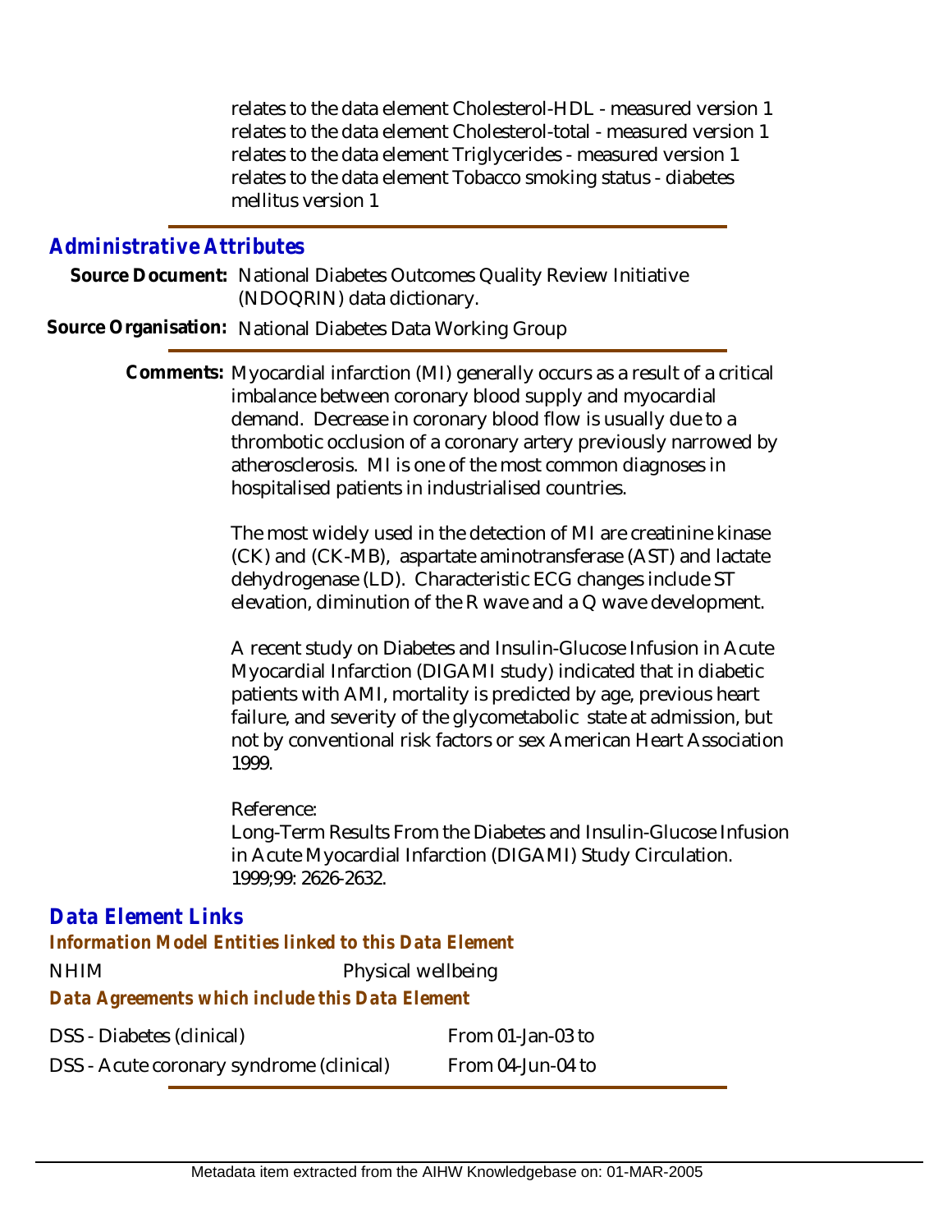relates to the data element Cholesterol-HDL - measured version 1
relates to the data element Cholesterol-total - measured version 1
relates to the data element Triglycerides - measured version 1
relates to the data element Tobacco smoking status - diabetes mellitus version 1

## Administrative Attributes

**Source Document:** National Diabetes Outcomes Quality Review Initiative (NDOQRIN) data dictionary.

**Source Organisation:** National Diabetes Data Working Group

**Comments:** Myocardial infarction (MI) generally occurs as a result of a critical imbalance between coronary blood supply and myocardial demand. Decrease in coronary blood flow is usually due to a thrombotic occlusion of a coronary artery previously narrowed by atherosclerosis. MI is one of the most common diagnoses in hospitalised patients in industrialised countries.

The most widely used in the detection of MI are creatinine kinase (CK) and (CK-MB), aspartate aminotransferase (AST) and lactate dehydrogenase (LD). Characteristic ECG changes include ST elevation, diminution of the R wave and a Q wave development.

A recent study on Diabetes and Insulin-Glucose Infusion in Acute Myocardial Infarction (DIGAMI study) indicated that in diabetic patients with AMI, mortality is predicted by age, previous heart failure, and severity of the glycometabolic state at admission, but not by conventional risk factors or sex American Heart Association 1999.

Reference:
Long-Term Results From the Diabetes and Insulin-Glucose Infusion in Acute Myocardial Infarction (DIGAMI) Study Circulation. 1999;99: 2626-2632.

## Data Element Links

### Information Model Entities linked to this Data Element

| | |
|---|---|
| NHIM | Physical wellbeing |

### Data Agreements which include this Data Element

| | |
|---|---|
| DSS - Diabetes (clinical) | From 01-Jan-03 to |
| DSS - Acute coronary syndrome (clinical) | From 04-Jun-04 to |